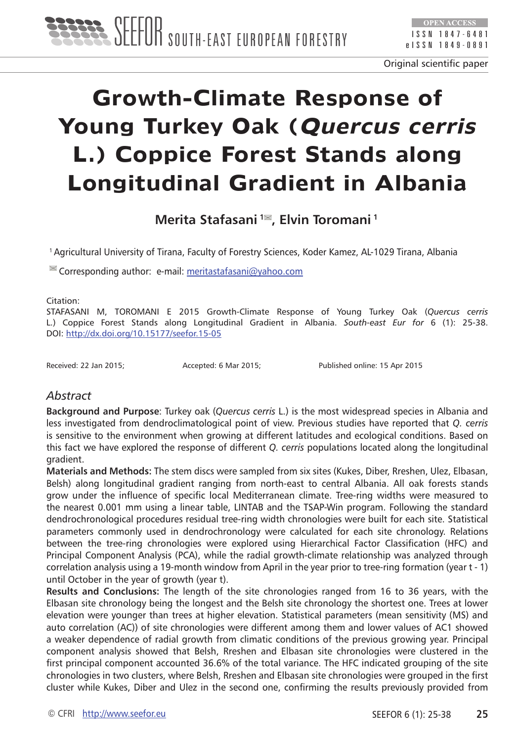Original scientific paper

# Growth-Climate Response of Young Turkey Oak (*Quercus cerris* L.) Coppice Forest Stands along Longitudinal Gradient in Albania

**Merita Stafasani [1], Elvin Toromani [1]**

[1] Agricultural University of Tirana, Faculty of Forestry Sciences, Koder Kamez, AL-1029 Tirana, Albania

Corresponding author: e-mail: meritastafasani@yahoo.com

Citation:
STAFASANI M, TOROMANI E 2015 Growth-Climate Response of Young Turkey Oak (*Quercus cerris* L.) Coppice Forest Stands along Longitudinal Gradient in Albania. *South-east Eur for* 6 (1): 25-38. DOI: http://dx.doi.org/10.15177/seefor.15-05

Received: 22 Jan 2015; Accepted: 6 Mar 2015; Published online: 15 Apr 2015

## *Abstract*

**Background and Purpose**: Turkey oak (*Quercus cerris* L.) is the most widespread species in Albania and less investigated from dendroclimatological point of view. Previous studies have reported that *Q. cerris* is sensitive to the environment when growing at different latitudes and ecological conditions. Based on this fact we have explored the response of different *Q. cerris* populations located along the longitudinal gradient.

**Materials and Methods:** The stem discs were sampled from six sites (Kukes, Diber, Rreshen, Ulez, Elbasan, Belsh) along longitudinal gradient ranging from north-east to central Albania. All oak forests stands grow under the influence of specific local Mediterranean climate. Tree-ring widths were measured to the nearest 0.001 mm using a linear table, LINTAB and the TSAP-Win program. Following the standard dendrochronological procedures residual tree-ring width chronologies were built for each site. Statistical parameters commonly used in dendrochronology were calculated for each site chronology. Relations between the tree-ring chronologies were explored using Hierarchical Factor Classification (HFC) and Principal Component Analysis (PCA), while the radial growth-climate relationship was analyzed through correlation analysis using a 19-month window from April in the year prior to tree-ring formation (year t - 1) until October in the year of growth (year t).

**Results and Conclusions:** The length of the site chronologies ranged from 16 to 36 years, with the Elbasan site chronology being the longest and the Belsh site chronology the shortest one. Trees at lower elevation were younger than trees at higher elevation. Statistical parameters (mean sensitivity (MS) and auto correlation (AC)) of site chronologies were different among them and lower values of AC1 showed a weaker dependence of radial growth from climatic conditions of the previous growing year. Principal component analysis showed that Belsh, Rreshen and Elbasan site chronologies were clustered in the first principal component accounted 36.6% of the total variance. The HFC indicated grouping of the site chronologies in two clusters, where Belsh, Rreshen and Elbasan site chronologies were grouped in the first cluster while Kukes, Diber and Ulez in the second one, confirming the results previously provided from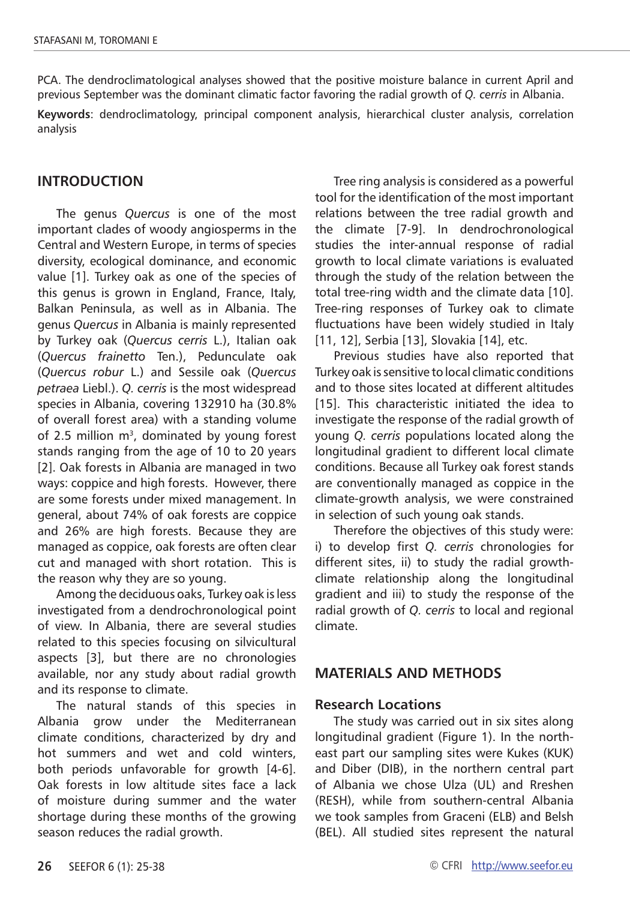PCA. The dendroclimatological analyses showed that the positive moisture balance in current April and previous September was the dominant climatic factor favoring the radial growth of *Q. cerris* in Albania.

**Keywords**: dendroclimatology, principal component analysis, hierarchical cluster analysis, correlation analysis

## INTRODUCTION

The genus *Quercus* is one of the most important clades of woody angiosperms in the Central and Western Europe, in terms of species diversity, ecological dominance, and economic value [1]. Turkey oak as one of the species of this genus is grown in England, France, Italy, Balkan Peninsula, as well as in Albania. The genus *Quercus* in Albania is mainly represented by Turkey oak (*Quercus cerris* L.), Italian oak (*Quercus frainetto* Ten.), Pedunculate oak (*Quercus robur* L.) and Sessile oak (*Quercus petraea* Liebl.). *Q. cerris* is the most widespread species in Albania, covering 132910 ha (30.8% of overall forest area) with a standing volume of 2.5 million m$^3$, dominated by young forest stands ranging from the age of 10 to 20 years [2]. Oak forests in Albania are managed in two ways: coppice and high forests. However, there are some forests under mixed management. In general, about 74% of oak forests are coppice and 26% are high forests. Because they are managed as coppice, oak forests are often clear cut and managed with short rotation. This is the reason why they are so young.

Among the deciduous oaks, Turkey oak is less investigated from a dendrochronological point of view. In Albania, there are several studies related to this species focusing on silvicultural aspects [3], but there are no chronologies available, nor any study about radial growth and its response to climate.

The natural stands of this species in Albania grow under the Mediterranean climate conditions, characterized by dry and hot summers and wet and cold winters, both periods unfavorable for growth [4-6]. Oak forests in low altitude sites face a lack of moisture during summer and the water shortage during these months of the growing season reduces the radial growth.

Tree ring analysis is considered as a powerful tool for the identification of the most important relations between the tree radial growth and the climate [7-9]. In dendrochronological studies the inter-annual response of radial growth to local climate variations is evaluated through the study of the relation between the total tree-ring width and the climate data [10]. Tree-ring responses of Turkey oak to climate fluctuations have been widely studied in Italy [11, 12], Serbia [13], Slovakia [14], etc.

Previous studies have also reported that Turkey oak is sensitive to local climatic conditions and to those sites located at different altitudes [15]. This characteristic initiated the idea to investigate the response of the radial growth of young *Q. cerris* populations located along the longitudinal gradient to different local climate conditions. Because all Turkey oak forest stands are conventionally managed as coppice in the climate-growth analysis, we were constrained in selection of such young oak stands.

Therefore the objectives of this study were: i) to develop first *Q. cerris* chronologies for different sites, ii) to study the radial growth-climate relationship along the longitudinal gradient and iii) to study the response of the radial growth of *Q. cerris* to local and regional climate.

## MATERIALS AND METHODS

### Research Locations

The study was carried out in six sites along longitudinal gradient (Figure 1). In the north-east part our sampling sites were Kukes (KUK) and Diber (DIB), in the northern central part of Albania we chose Ulza (UL) and Rreshen (RESH), while from southern-central Albania we took samples from Graceni (ELB) and Belsh (BEL). All studied sites represent the natural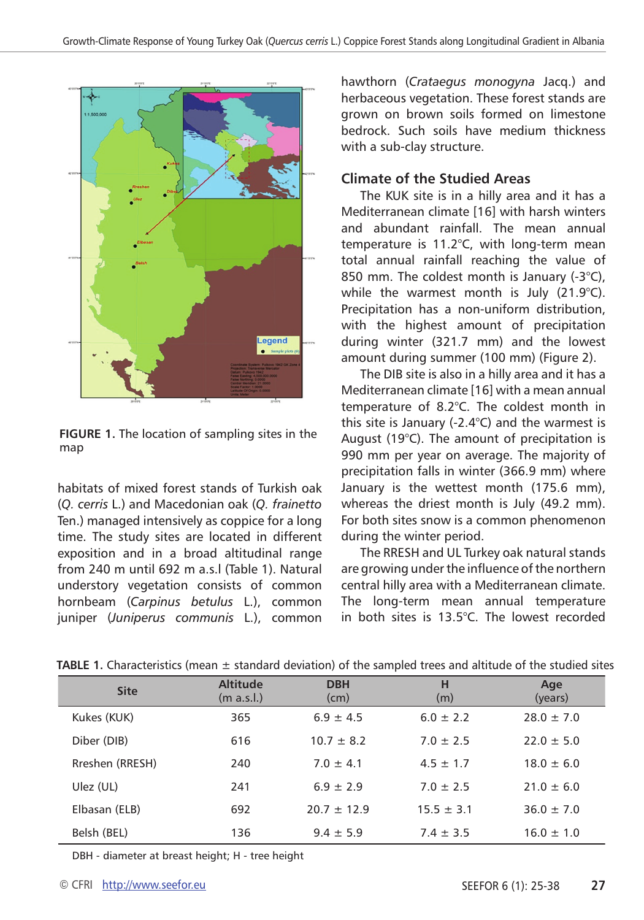FIGURE 1. The location of sampling sites in the map

habitats of mixed forest stands of Turkish oak (*Q. cerris* L.) and Macedonian oak (*Q. frainetto* Ten.) managed intensively as coppice for a long time. The study sites are located in different exposition and in a broad altitudinal range from 240 m until 692 m a.s.l (Table 1). Natural understory vegetation consists of common hornbeam (*Carpinus betulus* L.), common juniper (*Juniperus communis* L.), common hawthorn (*Crataegus monogyna* Jacq.) and herbaceous vegetation. These forest stands are grown on brown soils formed on limestone bedrock. Such soils have medium thickness with a sub-clay structure.

## Climate of the Studied Areas

The KUK site is in a hilly area and it has a Mediterranean climate [16] with harsh winters and abundant rainfall. The mean annual temperature is 11.2°C, with long-term mean total annual rainfall reaching the value of 850 mm. The coldest month is January (-3°C), while the warmest month is July (21.9°C). Precipitation has a non-uniform distribution, with the highest amount of precipitation during winter (321.7 mm) and the lowest amount during summer (100 mm) (Figure 2).

The DIB site is also in a hilly area and it has a Mediterranean climate [16] with a mean annual temperature of 8.2°C. The coldest month in this site is January (-2.4°C) and the warmest is August (19°C). The amount of precipitation is 990 mm per year on average. The majority of precipitation falls in winter (366.9 mm) where January is the wettest month (175.6 mm), whereas the driest month is July (49.2 mm). For both sites snow is a common phenomenon during the winter period.

The RRESH and UL Turkey oak natural stands are growing under the influence of the northern central hilly area with a Mediterranean climate. The long-term mean annual temperature in both sites is 13.5°C. The lowest recorded

**TABLE 1.** Characteristics (mean ± standard deviation) of the sampled trees and altitude of the studied sites

| Site | Altitude (m a.s.l.) | DBH (cm) | H (m) | Age (years) |
|---|---|---|---|---|
| Kukes (KUK) | 365 | 6.9 ± 4.5 | 6.0 ± 2.2 | 28.0 ± 7.0 |
| Diber (DIB) | 616 | 10.7 ± 8.2 | 7.0 ± 2.5 | 22.0 ± 5.0 |
| Rreshen (RRESH) | 240 | 7.0 ± 4.1 | 4.5 ± 1.7 | 18.0 ± 6.0 |
| Ulez (UL) | 241 | 6.9 ± 2.9 | 7.0 ± 2.5 | 21.0 ± 6.0 |
| Elbasan (ELB) | 692 | 20.7 ± 12.9 | 15.5 ± 3.1 | 36.0 ± 7.0 |
| Belsh (BEL) | 136 | 9.4 ± 5.9 | 7.4 ± 3.5 | 16.0 ± 1.0 |

DBH - diameter at breast height; H - tree height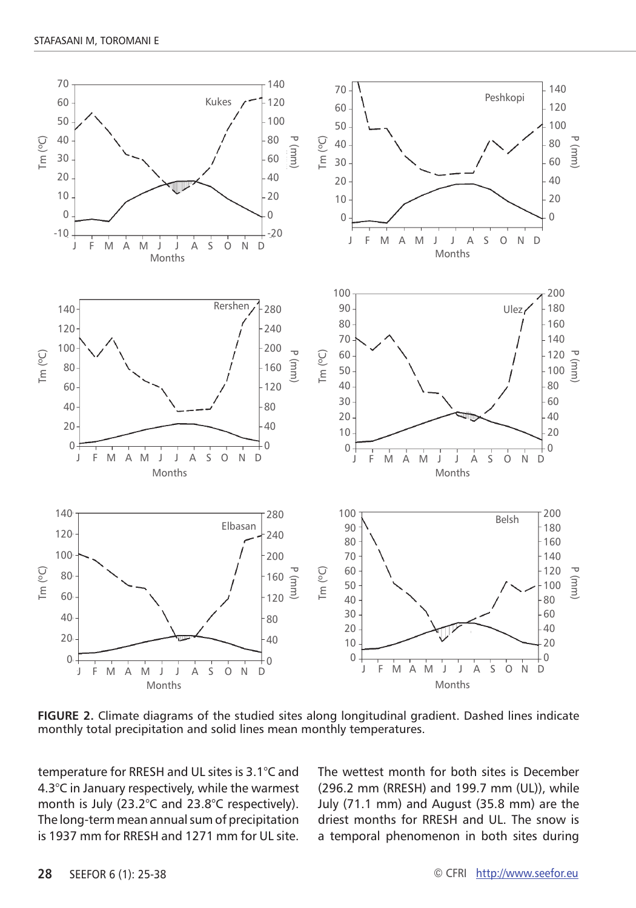**FIGURE 2.** Climate diagrams of the studied sites along longitudinal gradient. Dashed lines indicate monthly total precipitation and solid lines mean monthly temperatures.

temperature for RRESH and UL sites is 3.1°C and 4.3°C in January respectively, while the warmest month is July (23.2°C and 23.8°C respectively). The long-term mean annual sum of precipitation is 1937 mm for RRESH and 1271 mm for UL site. The wettest month for both sites is December (296.2 mm (RRESH) and 199.7 mm (UL)), while July (71.1 mm) and August (35.8 mm) are the driest months for RRESH and UL. The snow is a temporal phenomenon in both sites during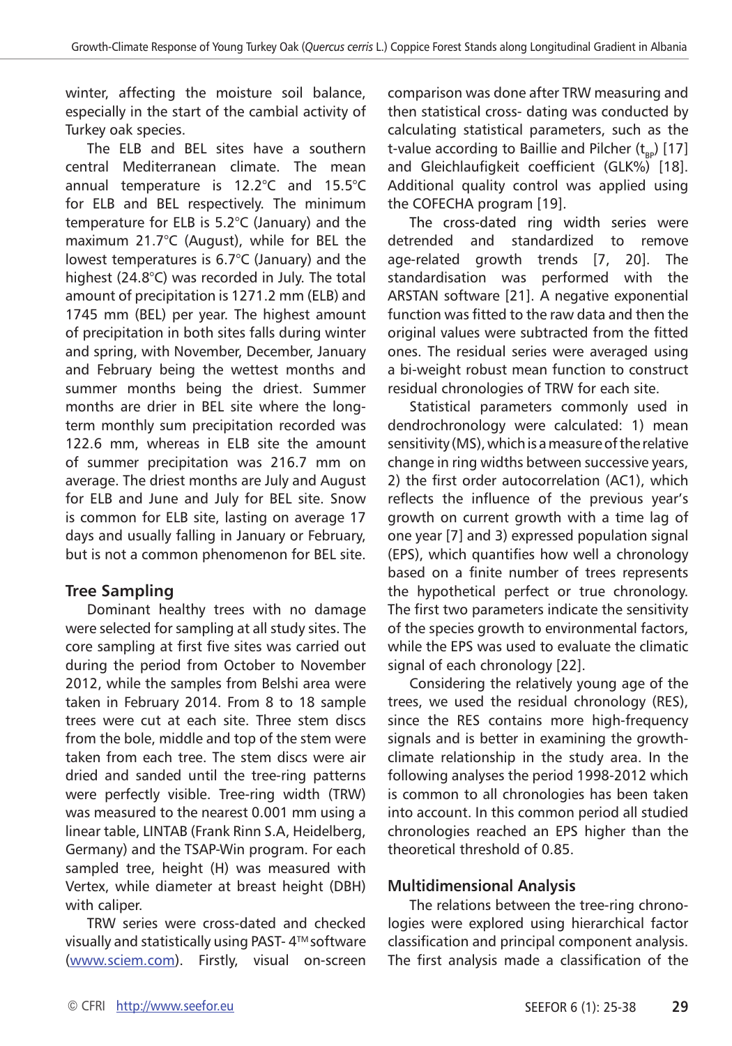winter, affecting the moisture soil balance, especially in the start of the cambial activity of Turkey oak species.

The ELB and BEL sites have a southern central Mediterranean climate. The mean annual temperature is 12.2°C and 15.5°C for ELB and BEL respectively. The minimum temperature for ELB is 5.2°C (January) and the maximum 21.7°C (August), while for BEL the lowest temperatures is 6.7°C (January) and the highest (24.8°C) was recorded in July. The total amount of precipitation is 1271.2 mm (ELB) and 1745 mm (BEL) per year. The highest amount of precipitation in both sites falls during winter and spring, with November, December, January and February being the wettest months and summer months being the driest. Summer months are drier in BEL site where the long-term monthly sum precipitation recorded was 122.6 mm, whereas in ELB site the amount of summer precipitation was 216.7 mm on average. The driest months are July and August for ELB and June and July for BEL site. Snow is common for ELB site, lasting on average 17 days and usually falling in January or February, but is not a common phenomenon for BEL site.

## Tree Sampling

Dominant healthy trees with no damage were selected for sampling at all study sites. The core sampling at first five sites was carried out during the period from October to November 2012, while the samples from Belshi area were taken in February 2014. From 8 to 18 sample trees were cut at each site. Three stem discs from the bole, middle and top of the stem were taken from each tree. The stem discs were air dried and sanded until the tree-ring patterns were perfectly visible. Tree-ring width (TRW) was measured to the nearest 0.001 mm using a linear table, LINTAB (Frank Rinn S.A, Heidelberg, Germany) and the TSAP-Win program. For each sampled tree, height (H) was measured with Vertex, while diameter at breast height (DBH) with caliper.

TRW series were cross-dated and checked visually and statistically using PAST- 4™ software (www.sciem.com). Firstly, visual on-screen comparison was done after TRW measuring and then statistical cross- dating was conducted by calculating statistical parameters, such as the t-value according to Baillie and Pilcher ($t_{BP}$) [17] and Gleichlaufigkeit coefficient (GLK%) [18]. Additional quality control was applied using the COFECHA program [19].

The cross-dated ring width series were detrended and standardized to remove age-related growth trends [7, 20]. The standardisation was performed with the ARSTAN software [21]. A negative exponential function was fitted to the raw data and then the original values were subtracted from the fitted ones. The residual series were averaged using a bi-weight robust mean function to construct residual chronologies of TRW for each site.

Statistical parameters commonly used in dendrochronology were calculated: 1) mean sensitivity (MS), which is a measure of the relative change in ring widths between successive years, 2) the first order autocorrelation (AC1), which reflects the influence of the previous year's growth on current growth with a time lag of one year [7] and 3) expressed population signal (EPS), which quantifies how well a chronology based on a finite number of trees represents the hypothetical perfect or true chronology. The first two parameters indicate the sensitivity of the species growth to environmental factors, while the EPS was used to evaluate the climatic signal of each chronology [22].

Considering the relatively young age of the trees, we used the residual chronology (RES), since the RES contains more high-frequency signals and is better in examining the growth-climate relationship in the study area. In the following analyses the period 1998-2012 which is common to all chronologies has been taken into account. In this common period all studied chronologies reached an EPS higher than the theoretical threshold of 0.85.

## Multidimensional Analysis

The relations between the tree-ring chronologies were explored using hierarchical factor classification and principal component analysis. The first analysis made a classification of the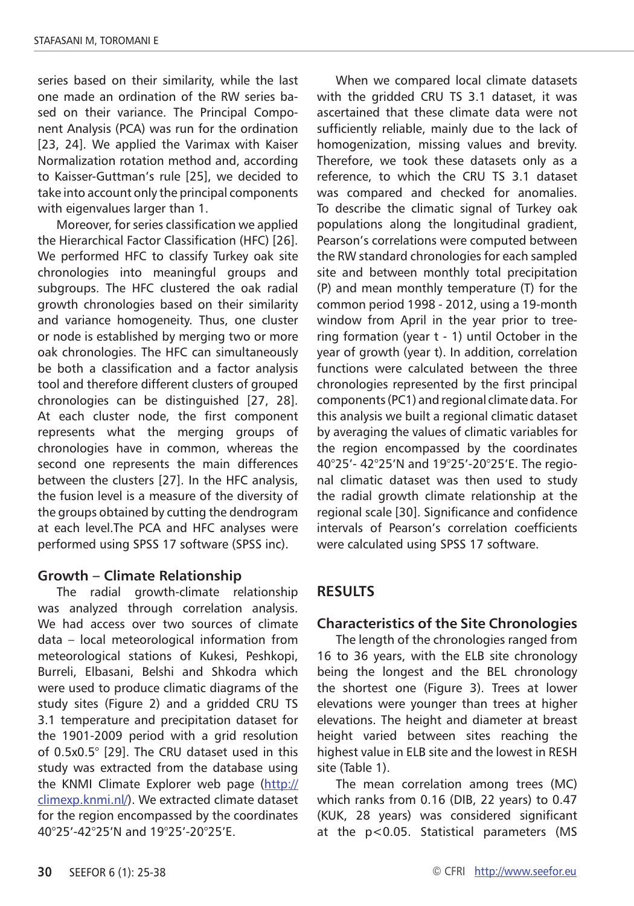series based on their similarity, while the last one made an ordination of the RW series based on their variance. The Principal Component Analysis (PCA) was run for the ordination [23, 24]. We applied the Varimax with Kaiser Normalization rotation method and, according to Kaisser-Guttman's rule [25], we decided to take into account only the principal components with eigenvalues larger than 1.

Moreover, for series classification we applied the Hierarchical Factor Classification (HFC) [26]. We performed HFC to classify Turkey oak site chronologies into meaningful groups and subgroups. The HFC clustered the oak radial growth chronologies based on their similarity and variance homogeneity. Thus, one cluster or node is established by merging two or more oak chronologies. The HFC can simultaneously be both a classification and a factor analysis tool and therefore different clusters of grouped chronologies can be distinguished [27, 28]. At each cluster node, the first component represents what the merging groups of chronologies have in common, whereas the second one represents the main differences between the clusters [27]. In the HFC analysis, the fusion level is a measure of the diversity of the groups obtained by cutting the dendrogram at each level.The PCA and HFC analyses were performed using SPSS 17 software (SPSS inc).

### Growth – Climate Relationship

The radial growth-climate relationship was analyzed through correlation analysis. We had access over two sources of climate data – local meteorological information from meteorological stations of Kukesi, Peshkopi, Burreli, Elbasani, Belshi and Shkodra which were used to produce climatic diagrams of the study sites (Figure 2) and a gridded CRU TS 3.1 temperature and precipitation dataset for the 1901-2009 period with a grid resolution of 0.5x0.5° [29]. The CRU dataset used in this study was extracted from the database using the KNMI Climate Explorer web page (http://climexp.knmi.nl/). We extracted climate dataset for the region encompassed by the coordinates 40°25'-42°25'N and 19°25'-20°25'E.

When we compared local climate datasets with the gridded CRU TS 3.1 dataset, it was ascertained that these climate data were not sufficiently reliable, mainly due to the lack of homogenization, missing values and brevity. Therefore, we took these datasets only as a reference, to which the CRU TS 3.1 dataset was compared and checked for anomalies. To describe the climatic signal of Turkey oak populations along the longitudinal gradient, Pearson's correlations were computed between the RW standard chronologies for each sampled site and between monthly total precipitation (P) and mean monthly temperature (T) for the common period 1998 - 2012, using a 19-month window from April in the year prior to tree-ring formation (year t - 1) until October in the year of growth (year t). In addition, correlation functions were calculated between the three chronologies represented by the first principal components (PC1) and regional climate data. For this analysis we built a regional climatic dataset by averaging the values of climatic variables for the region encompassed by the coordinates 40°25'- 42°25'N and 19°25'-20°25'E. The regional climatic dataset was then used to study the radial growth climate relationship at the regional scale [30]. Significance and confidence intervals of Pearson's correlation coefficients were calculated using SPSS 17 software.

## RESULTS

### Characteristics of the Site Chronologies

The length of the chronologies ranged from 16 to 36 years, with the ELB site chronology being the longest and the BEL chronology the shortest one (Figure 3). Trees at lower elevations were younger than trees at higher elevations. The height and diameter at breast height varied between sites reaching the highest value in ELB site and the lowest in RESH site (Table 1).

The mean correlation among trees (MC) which ranks from 0.16 (DIB, 22 years) to 0.47 (KUK, 28 years) was considered significant at the $p<0.05$. Statistical parameters (MS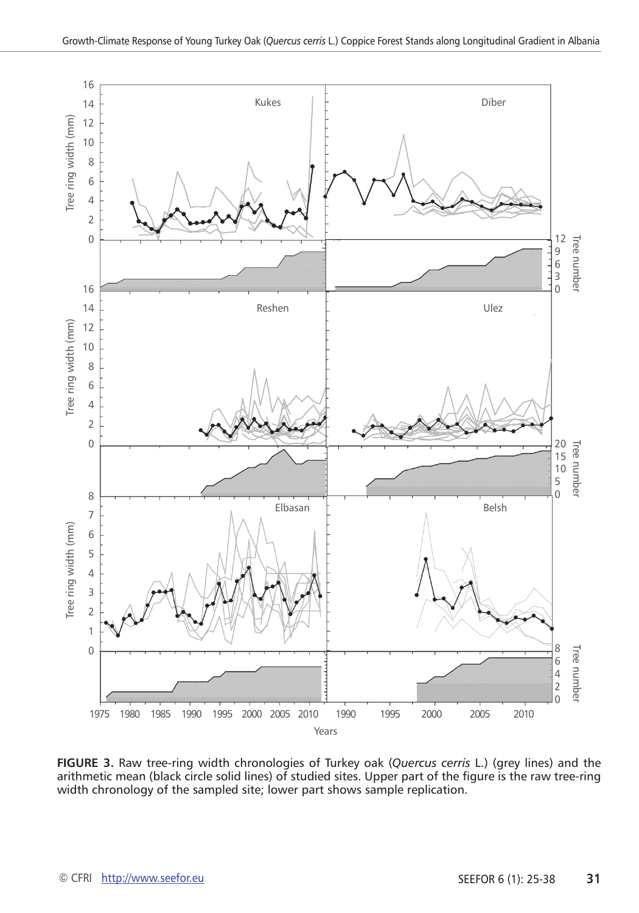**FIGURE 3.** Raw tree-ring width chronologies of Turkey oak (*Quercus cerris* L.) (grey lines) and the arithmetic mean (black circle solid lines) of studied sites. Upper part of the figure is the raw tree-ring width chronology of the sampled site; lower part shows sample replication.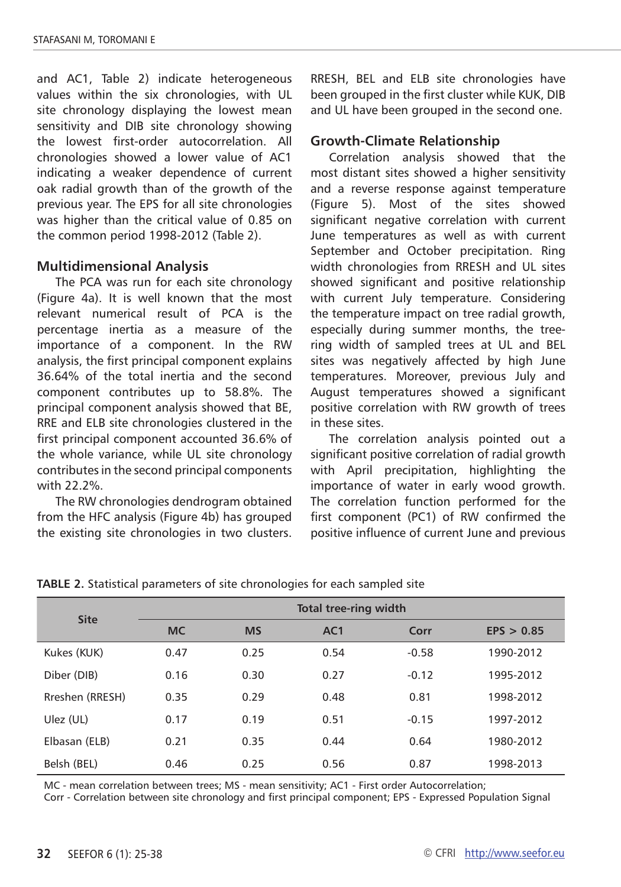and AC1, Table 2) indicate heterogeneous values within the six chronologies, with UL site chronology displaying the lowest mean sensitivity and DIB site chronology showing the lowest first-order autocorrelation. All chronologies showed a lower value of AC1 indicating a weaker dependence of current oak radial growth than of the growth of the previous year. The EPS for all site chronologies was higher than the critical value of 0.85 on the common period 1998-2012 (Table 2).

## Multidimensional Analysis

The PCA was run for each site chronology (Figure 4a). It is well known that the most relevant numerical result of PCA is the percentage inertia as a measure of the importance of a component. In the RW analysis, the first principal component explains 36.64% of the total inertia and the second component contributes up to 58.8%. The principal component analysis showed that BE, RRE and ELB site chronologies clustered in the first principal component accounted 36.6% of the whole variance, while UL site chronology contributes in the second principal components with 22.2%.

The RW chronologies dendrogram obtained from the HFC analysis (Figure 4b) has grouped the existing site chronologies in two clusters. RRESH, BEL and ELB site chronologies have been grouped in the first cluster while KUK, DIB and UL have been grouped in the second one.

## Growth-Climate Relationship

Correlation analysis showed that the most distant sites showed a higher sensitivity and a reverse response against temperature (Figure 5). Most of the sites showed significant negative correlation with current June temperatures as well as with current September and October precipitation. Ring width chronologies from RRESH and UL sites showed significant and positive relationship with current July temperature. Considering the temperature impact on tree radial growth, especially during summer months, the tree-ring width of sampled trees at UL and BEL sites was negatively affected by high June temperatures. Moreover, previous July and August temperatures showed a significant positive correlation with RW growth of trees in these sites.

The correlation analysis pointed out a significant positive correlation of radial growth with April precipitation, highlighting the importance of water in early wood growth. The correlation function performed for the first component (PC1) of RW confirmed the positive influence of current June and previous

**TABLE 2.** Statistical parameters of site chronologies for each sampled site

| Site | Total tree-ring width | | | | |
|---|---|---|---|---|---|
| | MC | MS | AC1 | Corr | EPS > 0.85 |
| Kukes (KUK) | 0.47 | 0.25 | 0.54 | -0.58 | 1990-2012 |
| Diber (DIB) | 0.16 | 0.30 | 0.27 | -0.12 | 1995-2012 |
| Rreshen (RRESH) | 0.35 | 0.29 | 0.48 | 0.81 | 1998-2012 |
| Ulez (UL) | 0.17 | 0.19 | 0.51 | -0.15 | 1997-2012 |
| Elbasan (ELB) | 0.21 | 0.35 | 0.44 | 0.64 | 1980-2012 |
| Belsh (BEL) | 0.46 | 0.25 | 0.56 | 0.87 | 1998-2013 |

MC - mean correlation between trees; MS - mean sensitivity; AC1 - First order Autocorrelation;
Corr - Correlation between site chronology and first principal component; EPS - Expressed Population Signal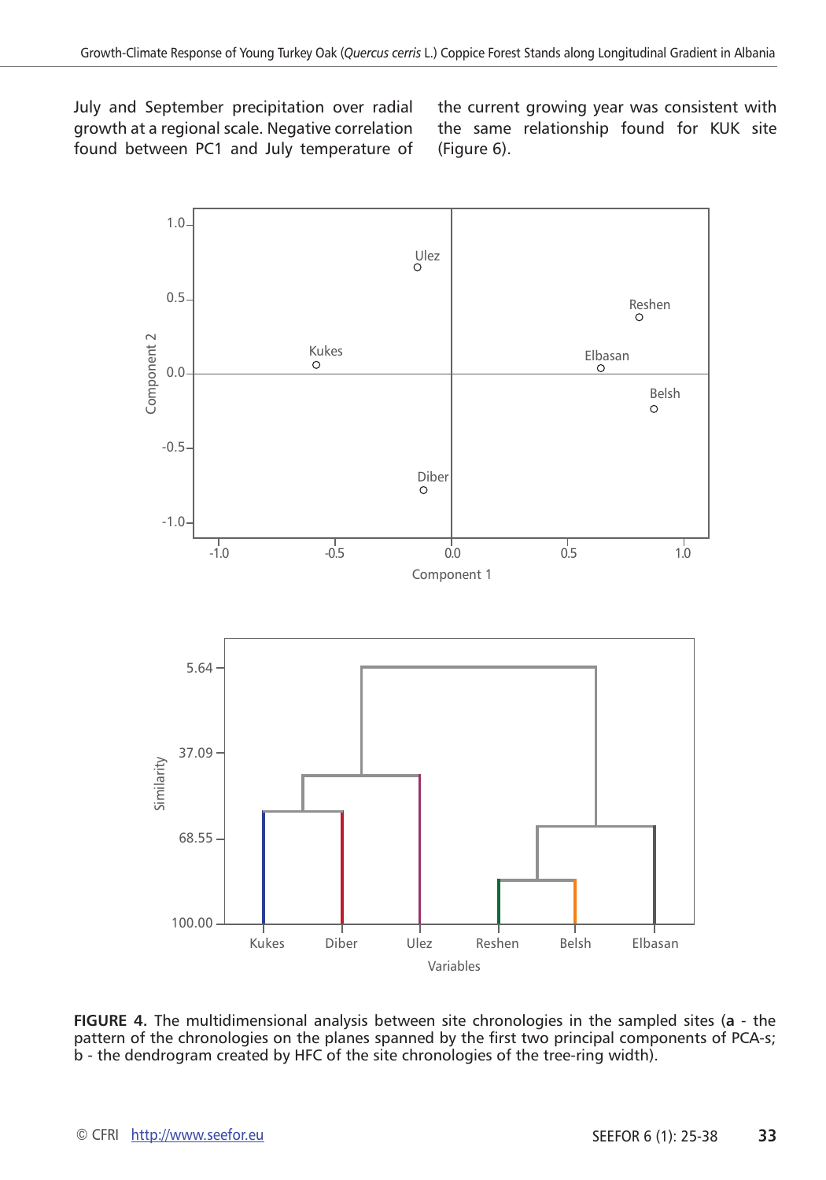July and September precipitation over radial growth at a regional scale. Negative correlation found between PC1 and July temperature of the current growing year was consistent with the same relationship found for KUK site (Figure 6).

**FIGURE 4.** The multidimensional analysis between site chronologies in the sampled sites (**a** - the pattern of the chronologies on the planes spanned by the first two principal components of PCA-s; b - the dendrogram created by HFC of the site chronologies of the tree-ring width).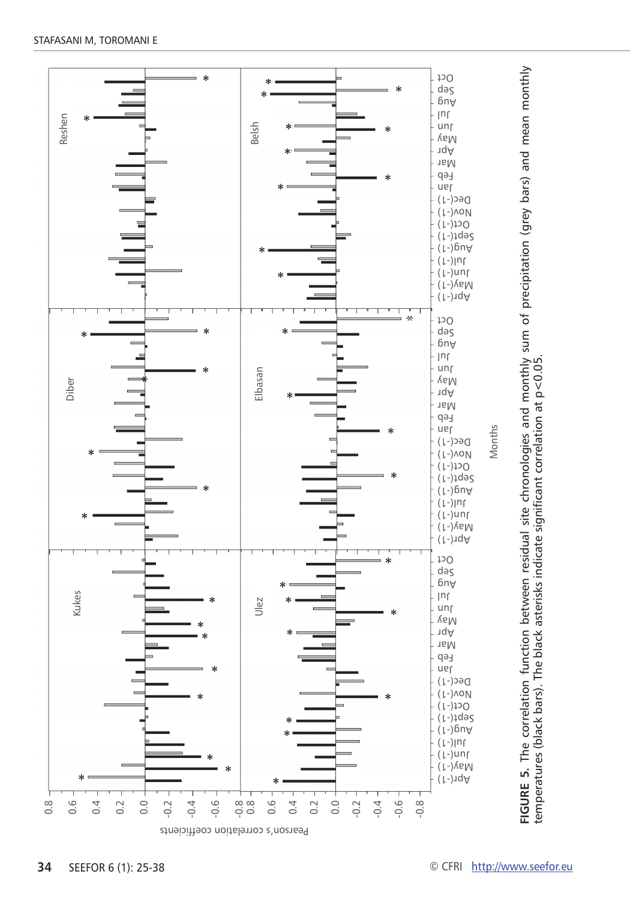**FIGURE 5.** The correlation function between residual site chronologies and monthly sum of precipitation (grey bars) and mean monthly temperatures (black bars). The black asterisks indicate significant correlation at p<0.05.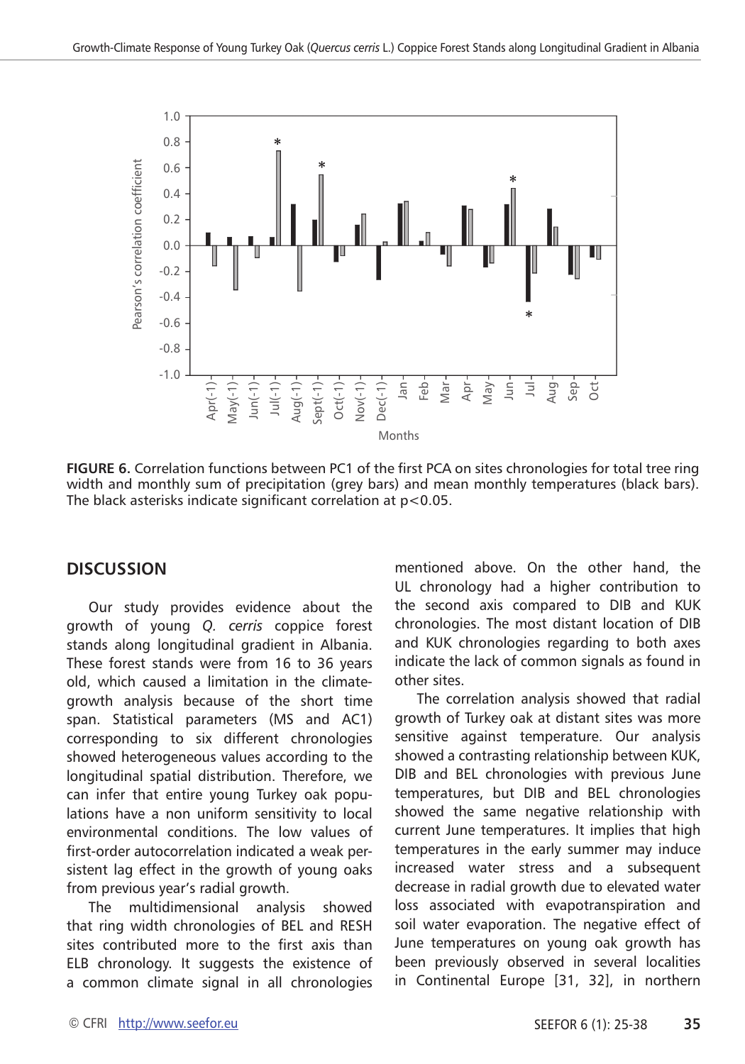**FIGURE 6.** Correlation functions between PC1 of the first PCA on sites chronologies for total tree ring width and monthly sum of precipitation (grey bars) and mean monthly temperatures (black bars). The black asterisks indicate significant correlation at $p<0.05$.

## DISCUSSION

Our study provides evidence about the growth of young *Q. cerris* coppice forest stands along longitudinal gradient in Albania. These forest stands were from 16 to 36 years old, which caused a limitation in the climate-growth analysis because of the short time span. Statistical parameters (MS and AC1) corresponding to six different chronologies showed heterogeneous values according to the longitudinal spatial distribution. Therefore, we can infer that entire young Turkey oak populations have a non uniform sensitivity to local environmental conditions. The low values of first-order autocorrelation indicated a weak persistent lag effect in the growth of young oaks from previous year's radial growth.

The multidimensional analysis showed that ring width chronologies of BEL and RESH sites contributed more to the first axis than ELB chronology. It suggests the existence of a common climate signal in all chronologies mentioned above. On the other hand, the UL chronology had a higher contribution to the second axis compared to DIB and KUK chronologies. The most distant location of DIB and KUK chronologies regarding to both axes indicate the lack of common signals as found in other sites.

The correlation analysis showed that radial growth of Turkey oak at distant sites was more sensitive against temperature. Our analysis showed a contrasting relationship between KUK, DIB and BEL chronologies with previous June temperatures, but DIB and BEL chronologies showed the same negative relationship with current June temperatures. It implies that high temperatures in the early summer may induce increased water stress and a subsequent decrease in radial growth due to elevated water loss associated with evapotranspiration and soil water evaporation. The negative effect of June temperatures on young oak growth has been previously observed in several localities in Continental Europe [31, 32], in northern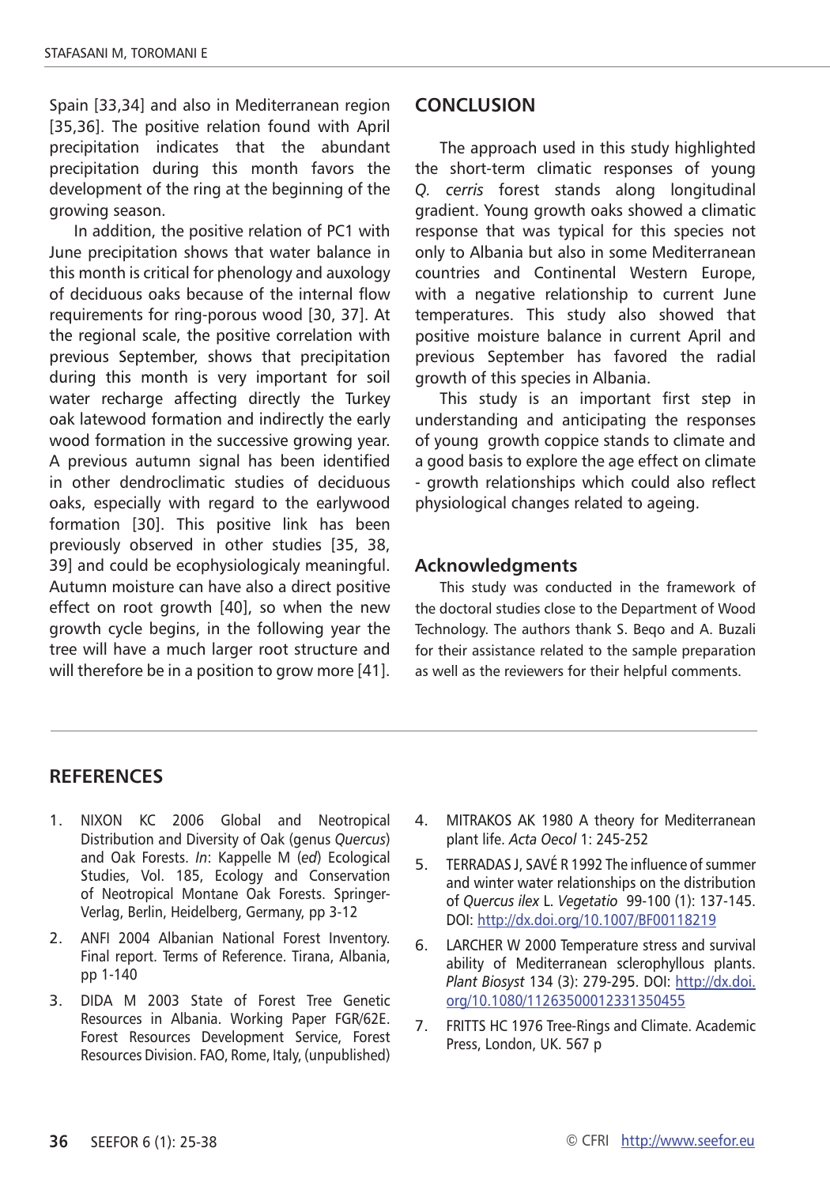Spain [33,34] and also in Mediterranean region [35,36]. The positive relation found with April precipitation indicates that the abundant precipitation during this month favors the development of the ring at the beginning of the growing season.

In addition, the positive relation of PC1 with June precipitation shows that water balance in this month is critical for phenology and auxology of deciduous oaks because of the internal flow requirements for ring-porous wood [30, 37]. At the regional scale, the positive correlation with previous September, shows that precipitation during this month is very important for soil water recharge affecting directly the Turkey oak latewood formation and indirectly the early wood formation in the successive growing year. A previous autumn signal has been identified in other dendroclimatic studies of deciduous oaks, especially with regard to the earlywood formation [30]. This positive link has been previously observed in other studies [35, 38, 39] and could be ecophysiologicaly meaningful. Autumn moisture can have also a direct positive effect on root growth [40], so when the new growth cycle begins, in the following year the tree will have a much larger root structure and will therefore be in a position to grow more [41].

## CONCLUSION

The approach used in this study highlighted the short-term climatic responses of young *Q. cerris* forest stands along longitudinal gradient. Young growth oaks showed a climatic response that was typical for this species not only to Albania but also in some Mediterranean countries and Continental Western Europe, with a negative relationship to current June temperatures. This study also showed that positive moisture balance in current April and previous September has favored the radial growth of this species in Albania.

This study is an important first step in understanding and anticipating the responses of young growth coppice stands to climate and a good basis to explore the age effect on climate - growth relationships which could also reflect physiological changes related to ageing.

### Acknowledgments

This study was conducted in the framework of the doctoral studies close to the Department of Wood Technology. The authors thank S. Beqo and A. Buzali for their assistance related to the sample preparation as well as the reviewers for their helpful comments.

## REFERENCES

1. NIXON KC 2006 Global and Neotropical Distribution and Diversity of Oak (genus *Quercus*) and Oak Forests. *In*: Kappelle M (*ed*) Ecological Studies, Vol. 185, Ecology and Conservation of Neotropical Montane Oak Forests. Springer-Verlag, Berlin, Heidelberg, Germany, pp 3-12
2. ANFI 2004 Albanian National Forest Inventory. Final report. Terms of Reference. Tirana, Albania, pp 1-140
3. DIDA M 2003 State of Forest Tree Genetic Resources in Albania. Working Paper FGR/62E. Forest Resources Development Service, Forest Resources Division. FAO, Rome, Italy, (unpublished)
4. MITRAKOS AK 1980 A theory for Mediterranean plant life. *Acta Oecol* 1: 245-252
5. TERRADAS J, SAVÉ R 1992 The influence of summer and winter water relationships on the distribution of *Quercus ilex* L. *Vegetatio* 99-100 (1): 137-145. DOI: http://dx.doi.org/10.1007/BF00118219
6. LARCHER W 2000 Temperature stress and survival ability of Mediterranean sclerophyllous plants. *Plant Biosyst* 134 (3): 279-295. DOI: http://dx.doi.org/10.1080/11263500012331350455
7. FRITTS HC 1976 Tree-Rings and Climate. Academic Press, London, UK. 567 p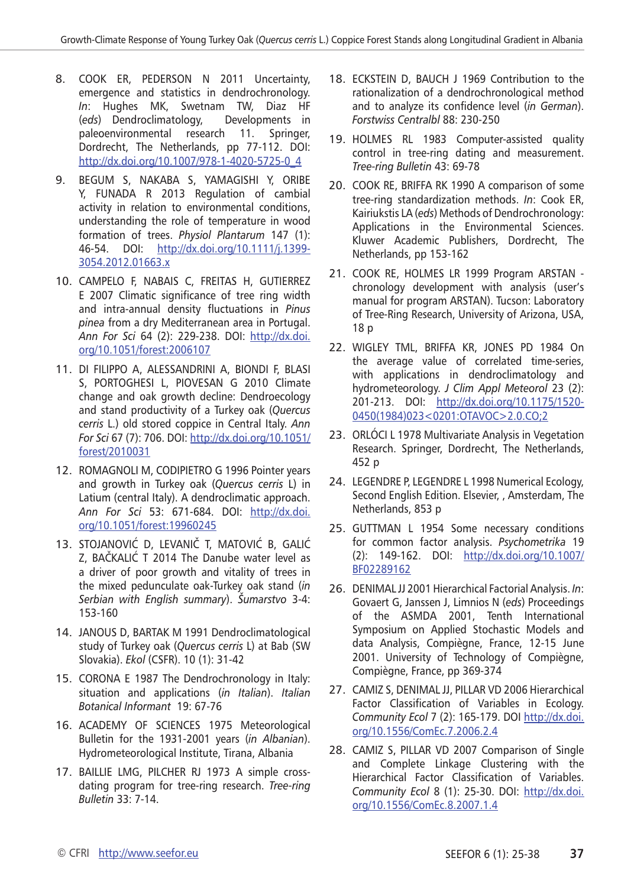8. COOK ER, PEDERSON N 2011 Uncertainty, emergence and statistics in dendrochronology. *In*: Hughes MK, Swetnam TW, Diaz HF (*eds*) Dendroclimatology, Developments in paleoenvironmental research 11. Springer, Dordrecht, The Netherlands, pp 77-112. DOI: http://dx.doi.org/10.1007/978-1-4020-5725-0_4

9. BEGUM S, NAKABA S, YAMAGISHI Y, ORIBE Y, FUNADA R 2013 Regulation of cambial activity in relation to environmental conditions, understanding the role of temperature in wood formation of trees. *Physiol Plantarum* 147 (1): 46-54. DOI: http://dx.doi.org/10.1111/j.1399-3054.2012.01663.x

10. CAMPELO F, NABAIS C, FREITAS H, GUTIERREZ E 2007 Climatic significance of tree ring width and intra-annual density fluctuations in *Pinus pinea* from a dry Mediterranean area in Portugal. *Ann For Sci* 64 (2): 229-238. DOI: http://dx.doi.org/10.1051/forest:2006107

11. DI FILIPPO A, ALESSANDRINI A, BIONDI F, BLASI S, PORTOGHESI L, PIOVESAN G 2010 Climate change and oak growth decline: Dendroecology and stand productivity of a Turkey oak (*Quercus cerris* L.) old stored coppice in Central Italy. *Ann For Sci* 67 (7): 706. DOI: http://dx.doi.org/10.1051/forest/2010031

12. ROMAGNOLI M, CODIPIETRO G 1996 Pointer years and growth in Turkey oak (*Quercus cerris* L) in Latium (central Italy). A dendroclimatic approach. *Ann For Sci* 53: 671-684. DOI: http://dx.doi.org/10.1051/forest:19960245

13. STOJANOVIĆ D, LEVANIČ T, MATOVIĆ B, GALIĆ Z, BAČKALIĆ T 2014 The Danube water level as a driver of poor growth and vitality of trees in the mixed pedunculate oak-Turkey oak stand (*in Serbian with English summary*). *Šumarstvo* 3-4: 153-160

14. JANOUS D, BARTAK M 1991 Dendroclimatological study of Turkey oak (*Quercus cerris* L) at Bab (SW Slovakia). *Ekol* (CSFR). 10 (1): 31-42

15. CORONA E 1987 The Dendrochronology in Italy: situation and applications (*in Italian*). *Italian Botanical Informant* 19: 67-76

16. ACADEMY OF SCIENCES 1975 Meteorological Bulletin for the 1931-2001 years (*in Albanian*). Hydrometeorological Institute, Tirana, Albania

17. BAILLIE LMG, PILCHER RJ 1973 A simple cross-dating program for tree-ring research. *Tree-ring Bulletin* 33: 7-14.

18. ECKSTEIN D, BAUCH J 1969 Contribution to the rationalization of a dendrochronological method and to analyze its confidence level (*in German*). *Forstwiss Centralbl* 88: 230-250

19. HOLMES RL 1983 Computer-assisted quality control in tree-ring dating and measurement. *Tree-ring Bulletin* 43: 69-78

20. COOK RE, BRIFFA RK 1990 A comparison of some tree-ring standardization methods. *In*: Cook ER, Kairiukstis LA (*eds*) Methods of Dendrochronology: Applications in the Environmental Sciences. Kluwer Academic Publishers, Dordrecht, The Netherlands, pp 153-162

21. COOK RE, HOLMES LR 1999 Program ARSTAN - chronology development with analysis (user's manual for program ARSTAN). Tucson: Laboratory of Tree-Ring Research, University of Arizona, USA, 18 p

22. WIGLEY TML, BRIFFA KR, JONES PD 1984 On the average value of correlated time-series, with applications in dendroclimatology and hydrometeorology. *J Clim Appl Meteorol* 23 (2): 201-213. DOI: http://dx.doi.org/10.1175/1520-0450(1984)023<0201:OTAVOC>2.0.CO;2

23. ORLÓCI L 1978 Multivariate Analysis in Vegetation Research. Springer, Dordrecht, The Netherlands, 452 p

24. LEGENDRE P, LEGENDRE L 1998 Numerical Ecology, Second English Edition. Elsevier, , Amsterdam, The Netherlands, 853 p

25. GUTTMAN L 1954 Some necessary conditions for common factor analysis. *Psychometrika* 19 (2): 149-162. DOI: http://dx.doi.org/10.1007/BF02289162

26. DENIMAL JJ 2001 Hierarchical Factorial Analysis. *In*: Govaert G, Janssen J, Limnios N (*eds*) Proceedings of the ASMDA 2001, Tenth International Symposium on Applied Stochastic Models and data Analysis, Compiègne, France, 12-15 June 2001. University of Technology of Compiègne, Compiègne, France, pp 369-374

27. CAMIZ S, DENIMAL JJ, PILLAR VD 2006 Hierarchical Factor Classification of Variables in Ecology. *Community Ecol* 7 (2): 165-179. DOI http://dx.doi.org/10.1556/ComEc.7.2006.2.4

28. CAMIZ S, PILLAR VD 2007 Comparison of Single and Complete Linkage Clustering with the Hierarchical Factor Classification of Variables. *Community Ecol* 8 (1): 25-30. DOI: http://dx.doi.org/10.1556/ComEc.8.2007.1.4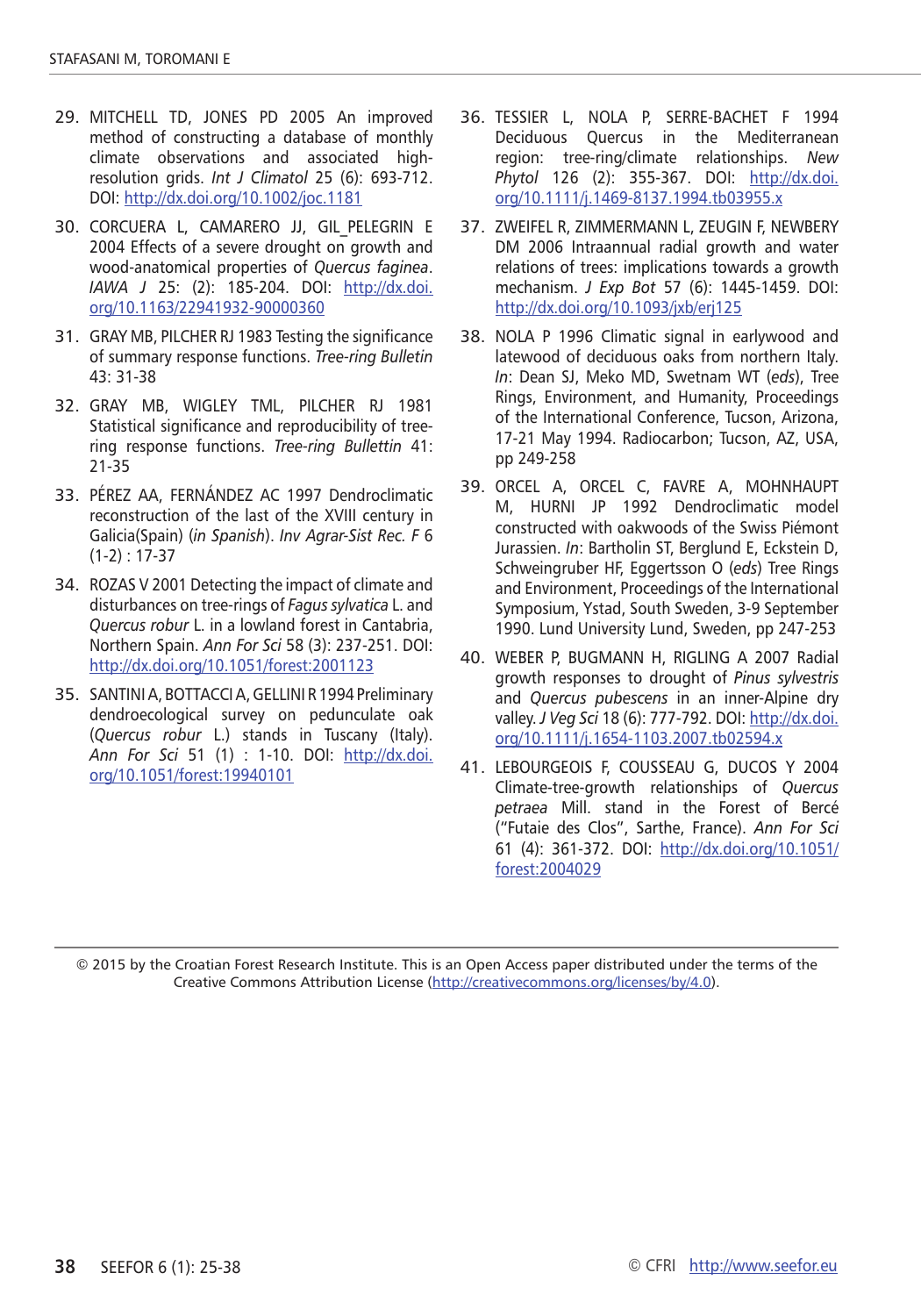29. MITCHELL TD, JONES PD 2005 An improved method of constructing a database of monthly climate observations and associated high-resolution grids. *Int J Climatol* 25 (6): 693-712. DOI: http://dx.doi.org/10.1002/joc.1181

30. CORCUERA L, CAMARERO JJ, GIL_PELEGRIN E 2004 Effects of a severe drought on growth and wood-anatomical properties of *Quercus faginea*. *IAWA J* 25: (2): 185-204. DOI: http://dx.doi.org/10.1163/22941932-90000360

31. GRAY MB, PILCHER RJ 1983 Testing the significance of summary response functions. *Tree-ring Bulletin* 43: 31-38

32. GRAY MB, WIGLEY TML, PILCHER RJ 1981 Statistical significance and reproducibility of tree-ring response functions. *Tree-ring Bullettin* 41: 21-35

33. PÉREZ AA, FERNÁNDEZ AC 1997 Dendroclimatic reconstruction of the last of the XVIII century in Galicia(Spain) (*in Spanish*). *Inv Agrar-Sist Rec. F* 6 (1-2) : 17-37

34. ROZAS V 2001 Detecting the impact of climate and disturbances on tree-rings of *Fagus sylvatica* L. and *Quercus robur* L. in a lowland forest in Cantabria, Northern Spain. *Ann For Sci* 58 (3): 237-251. DOI: http://dx.doi.org/10.1051/forest:2001123

35. SANTINI A, BOTTACCI A, GELLINI R 1994 Preliminary dendroecological survey on pedunculate oak (*Quercus robur* L.) stands in Tuscany (Italy). *Ann For Sci* 51 (1) : 1-10. DOI: http://dx.doi.org/10.1051/forest:19940101

36. TESSIER L, NOLA P, SERRE-BACHET F 1994 Deciduous Quercus in the Mediterranean region: tree-ring/climate relationships. *New Phytol* 126 (2): 355-367. DOI: http://dx.doi.org/10.1111/j.1469-8137.1994.tb03955.x

37. ZWEIFEL R, ZIMMERMANN L, ZEUGIN F, NEWBERY DM 2006 Intraannual radial growth and water relations of trees: implications towards a growth mechanism. *J Exp Bot* 57 (6): 1445-1459. DOI: http://dx.doi.org/10.1093/jxb/erj125

38. NOLA P 1996 Climatic signal in earlywood and latewood of deciduous oaks from northern Italy. *In*: Dean SJ, Meko MD, Swetnam WT (*eds*), Tree Rings, Environment, and Humanity, Proceedings of the International Conference, Tucson, Arizona, 17-21 May 1994. Radiocarbon; Tucson, AZ, USA, pp 249-258

39. ORCEL A, ORCEL C, FAVRE A, MOHNHAUPT M, HURNI JP 1992 Dendroclimatic model constructed with oakwoods of the Swiss Piémont Jurassien. *In*: Bartholin ST, Berglund E, Eckstein D, Schweingruber HF, Eggertsson O (*eds*) Tree Rings and Environment, Proceedings of the International Symposium, Ystad, South Sweden, 3-9 September 1990. Lund University Lund, Sweden, pp 247-253

40. WEBER P, BUGMANN H, RIGLING A 2007 Radial growth responses to drought of *Pinus sylvestris* and *Quercus pubescens* in an inner-Alpine dry valley. *J Veg Sci* 18 (6): 777-792. DOI: http://dx.doi.org/10.1111/j.1654-1103.2007.tb02594.x

41. LEBOURGEOIS F, COUSSEAU G, DUCOS Y 2004 Climate-tree-growth relationships of *Quercus petraea* Mill. stand in the Forest of Bercé ("Futaie des Clos", Sarthe, France). *Ann For Sci* 61 (4): 361-372. DOI: http://dx.doi.org/10.1051/forest:2004029

© 2015 by the Croatian Forest Research Institute. This is an Open Access paper distributed under the terms of the Creative Commons Attribution License (http://creativecommons.org/licenses/by/4.0).